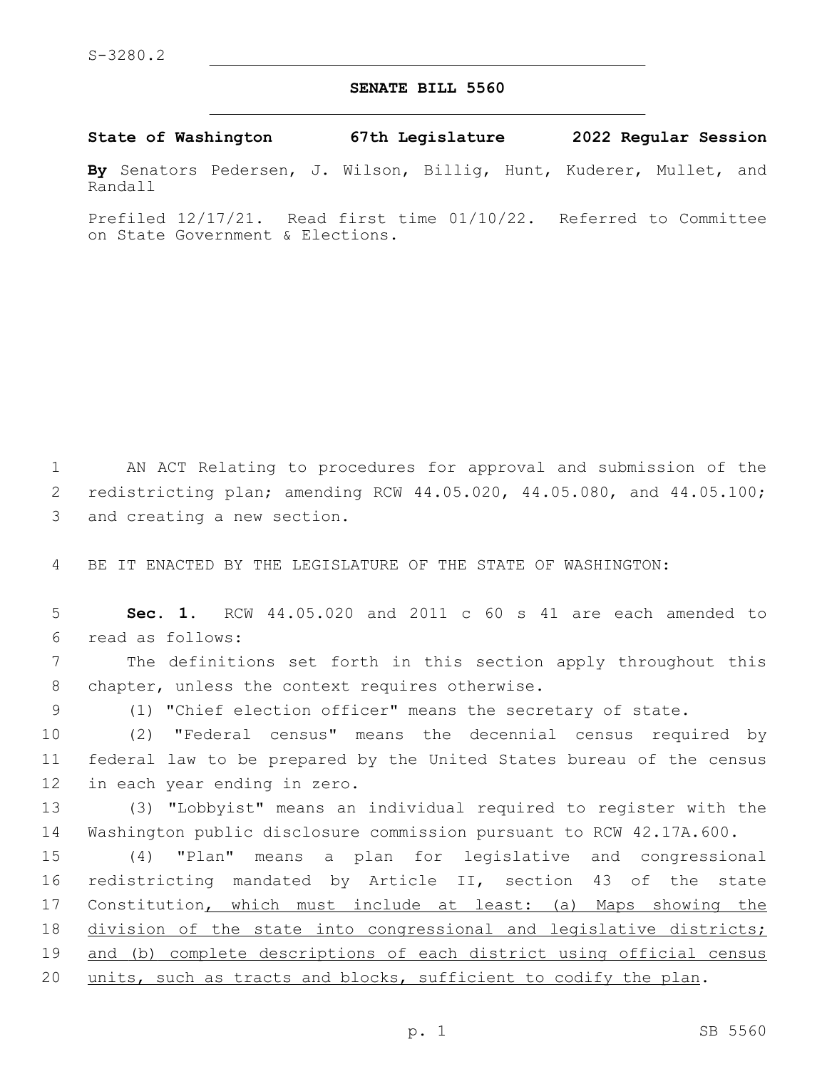S-3280.2

## SENATE BILL 5560

**State of Washington 67th Legislature 2022 Regular Session**

**By** Senators Pedersen, J. Wilson, Billig, Hunt, Kuderer, Mullet, and Randall

Prefiled 12/17/21. Read first time 01/10/22. Referred to Committee on State Government & Elections.

AN ACT Relating to procedures for approval and submission of the redistricting plan; amending RCW 44.05.020, 44.05.080, and 44.05.100; and creating a new section.

BE IT ENACTED BY THE LEGISLATURE OF THE STATE OF WASHINGTON:

**Sec. 1.** RCW 44.05.020 and 2011 c 60 s 41 are each amended to read as follows:

The definitions set forth in this section apply throughout this chapter, unless the context requires otherwise.

(1) "Chief election officer" means the secretary of state.

(2) "Federal census" means the decennial census required by federal law to be prepared by the United States bureau of the census in each year ending in zero.

(3) "Lobbyist" means an individual required to register with the Washington public disclosure commission pursuant to RCW 42.17A.600.

(4) "Plan" means a plan for legislative and congressional redistricting mandated by Article II, section 43 of the state Constitution<u>, which must include at least: (a) Maps showing the division of the state into congressional and legislative districts; and (b) complete descriptions of each district using official census units, such as tracts and blocks, sufficient to codify the plan</u>.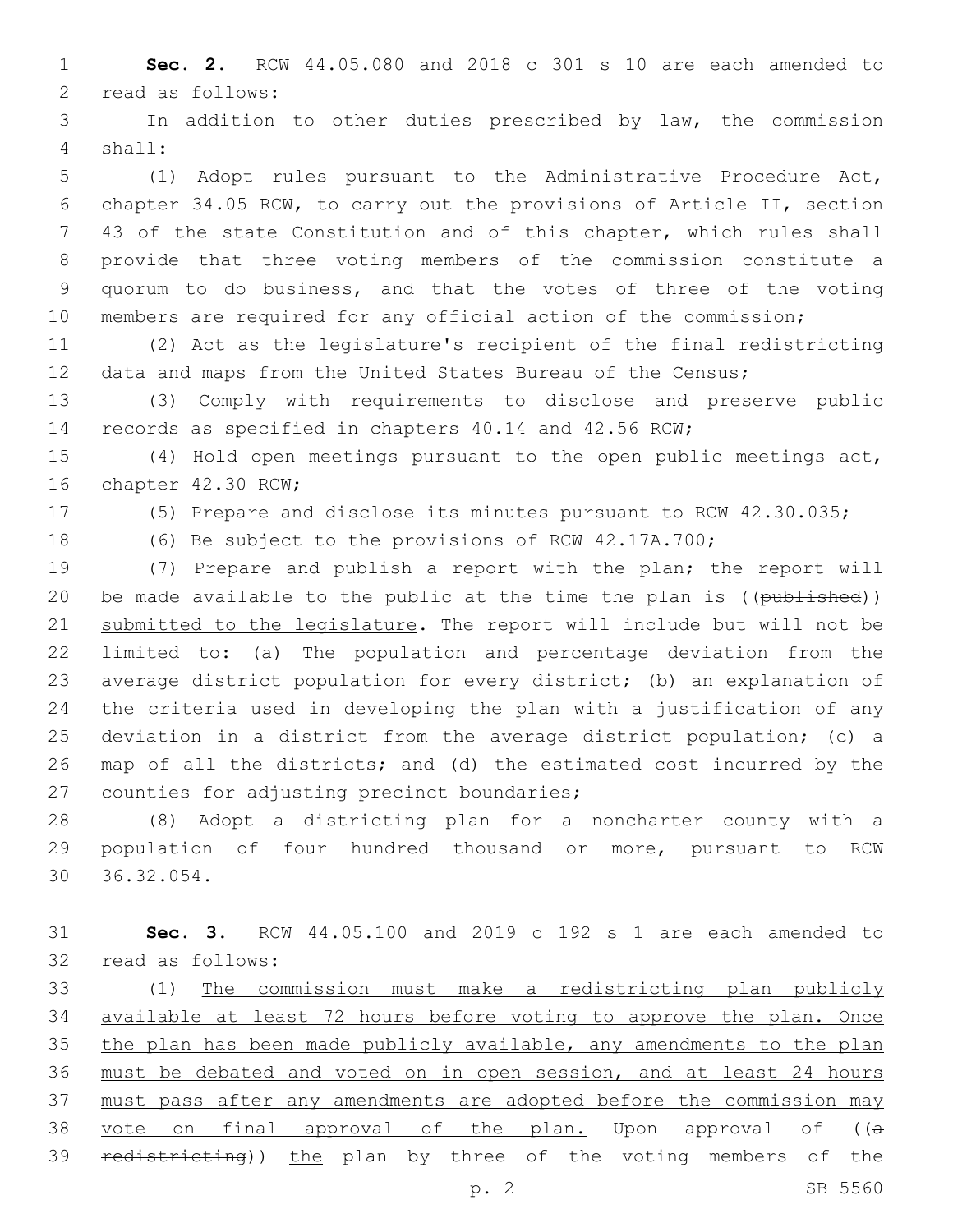**Sec. 2.** RCW 44.05.080 and 2018 c 301 s 10 are each amended to read as follows:

In addition to other duties prescribed by law, the commission shall:

(1) Adopt rules pursuant to the Administrative Procedure Act, chapter 34.05 RCW, to carry out the provisions of Article II, section 43 of the state Constitution and of this chapter, which rules shall provide that three voting members of the commission constitute a quorum to do business, and that the votes of three of the voting members are required for any official action of the commission;

(2) Act as the legislature's recipient of the final redistricting data and maps from the United States Bureau of the Census;

(3) Comply with requirements to disclose and preserve public records as specified in chapters 40.14 and 42.56 RCW;

(4) Hold open meetings pursuant to the open public meetings act, chapter 42.30 RCW;

(5) Prepare and disclose its minutes pursuant to RCW 42.30.035;

(6) Be subject to the provisions of RCW 42.17A.700;

(7) Prepare and publish a report with the plan; the report will be made available to the public at the time the plan is ((~~published~~)) <u>submitted to the legislature</u>. The report will include but will not be limited to: (a) The population and percentage deviation from the average district population for every district; (b) an explanation of the criteria used in developing the plan with a justification of any deviation in a district from the average district population; (c) a map of all the districts; and (d) the estimated cost incurred by the counties for adjusting precinct boundaries;

(8) Adopt a districting plan for a noncharter county with a population of four hundred thousand or more, pursuant to RCW 36.32.054.

**Sec. 3.** RCW 44.05.100 and 2019 c 192 s 1 are each amended to read as follows:

(1) <u>The commission must make a redistricting plan publicly available at least 72 hours before voting to approve the plan. Once the plan has been made publicly available, any amendments to the plan must be debated and voted on in open session, and at least 24 hours must pass after any amendments are adopted before the commission may vote on final approval of the plan.</u> Upon approval of ((~~a redistricting~~)) <u>the</u> plan by three of the voting members of the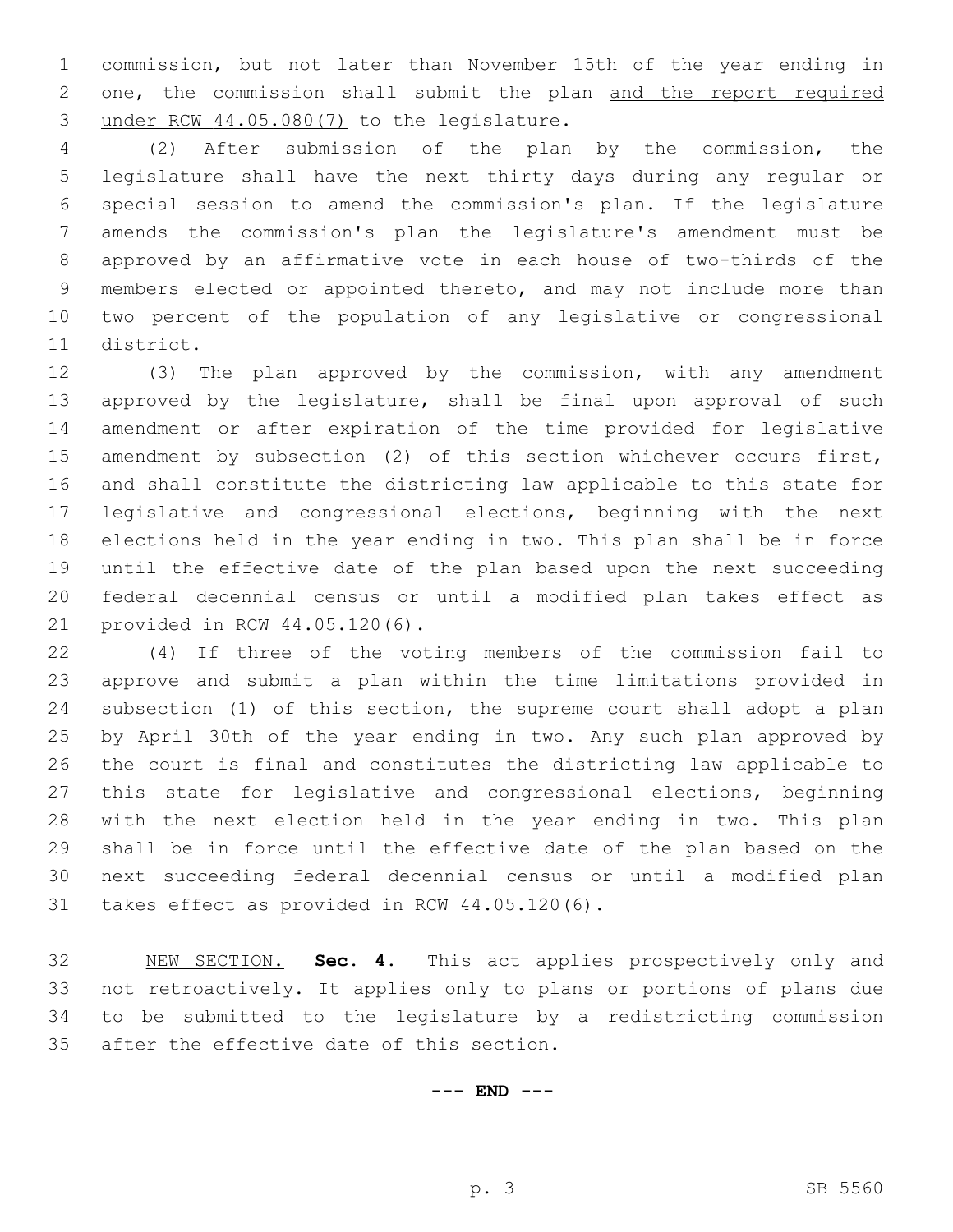commission, but not later than November 15th of the year ending in one, the commission shall submit the plan <u>and the report required under RCW 44.05.080(7)</u> to the legislature.

(2) After submission of the plan by the commission, the legislature shall have the next thirty days during any regular or special session to amend the commission's plan. If the legislature amends the commission's plan the legislature's amendment must be approved by an affirmative vote in each house of two-thirds of the members elected or appointed thereto, and may not include more than two percent of the population of any legislative or congressional district.

(3) The plan approved by the commission, with any amendment approved by the legislature, shall be final upon approval of such amendment or after expiration of the time provided for legislative amendment by subsection (2) of this section whichever occurs first, and shall constitute the districting law applicable to this state for legislative and congressional elections, beginning with the next elections held in the year ending in two. This plan shall be in force until the effective date of the plan based upon the next succeeding federal decennial census or until a modified plan takes effect as provided in RCW 44.05.120(6).

(4) If three of the voting members of the commission fail to approve and submit a plan within the time limitations provided in subsection (1) of this section, the supreme court shall adopt a plan by April 30th of the year ending in two. Any such plan approved by the court is final and constitutes the districting law applicable to this state for legislative and congressional elections, beginning with the next election held in the year ending in two. This plan shall be in force until the effective date of the plan based on the next succeeding federal decennial census or until a modified plan takes effect as provided in RCW 44.05.120(6).

<u>NEW SECTION.</u> **Sec. 4.** This act applies prospectively only and not retroactively. It applies only to plans or portions of plans due to be submitted to the legislature by a redistricting commission after the effective date of this section.

**--- END ---**